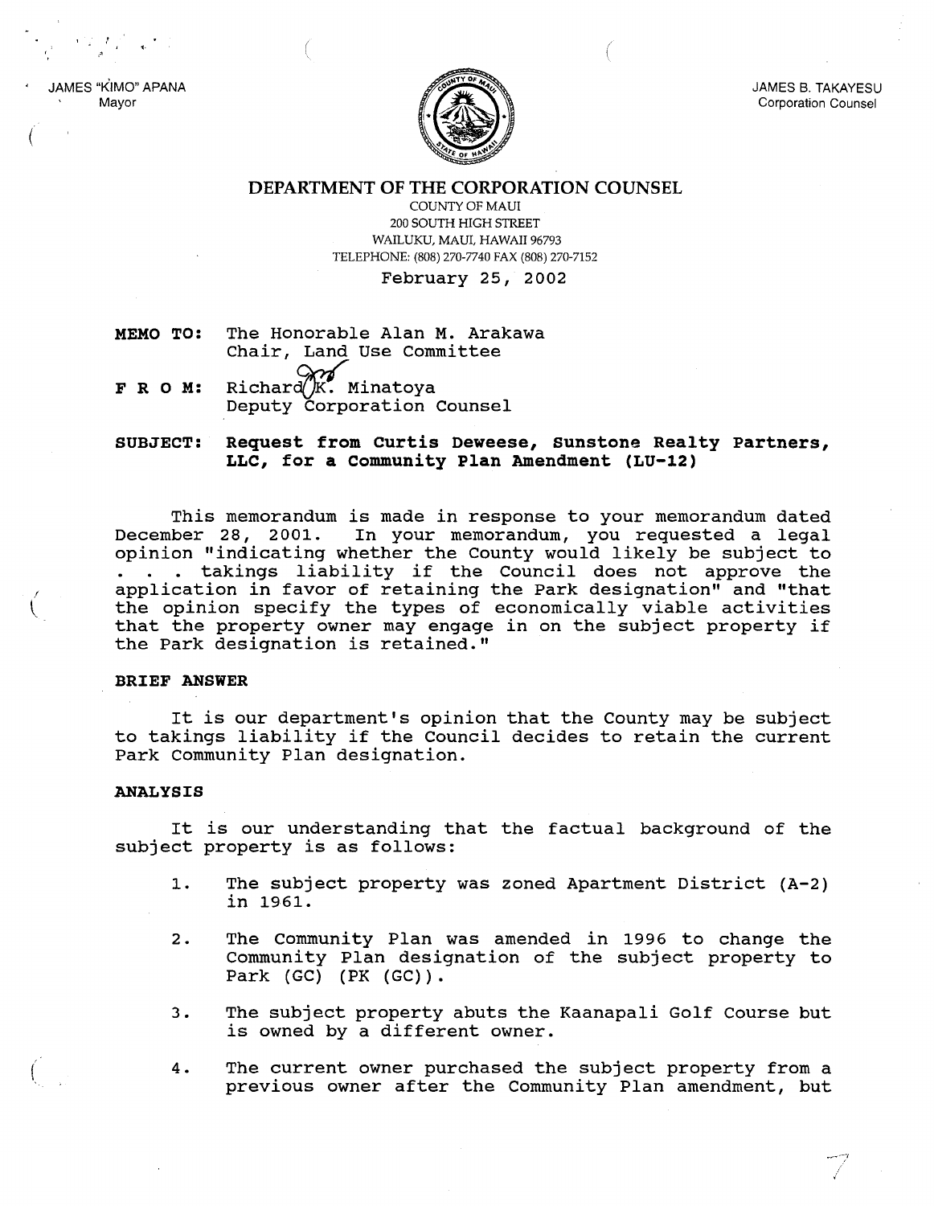JAMES "KIMO" APANA
Mayor

JAMES B. TAKAYESU
Corporation Counsel

# DEPARTMENT OF THE CORPORATION COUNSEL

COUNTY OF MAUI
200 SOUTH HIGH STREET
WAILUKU, MAUI, HAWAII 96793
TELEPHONE: (808) 270-7740 FAX (808) 270-7152

February 25, 2002

**MEMO TO:** The Honorable Alan M. Arakawa
Chair, Land Use Committee

**F R O M:** Richard K. Minatoya
Deputy Corporation Counsel

**SUBJECT: Request from Curtis Deweese, Sunstone Realty Partners, LLC, for a Community Plan Amendment (LU-12)**

This memorandum is made in response to your memorandum dated December 28, 2001. In your memorandum, you requested a legal opinion "indicating whether the County would likely be subject to . . . takings liability if the Council does not approve the application in favor of retaining the Park designation" and "that the opinion specify the types of economically viable activities that the property owner may engage in on the subject property if the Park designation is retained."

**BRIEF ANSWER**

It is our department's opinion that the County may be subject to takings liability if the Council decides to retain the current Park Community Plan designation.

**ANALYSIS**

It is our understanding that the factual background of the subject property is as follows:

1. The subject property was zoned Apartment District (A-2) in 1961.

2. The Community Plan was amended in 1996 to change the Community Plan designation of the subject property to Park (GC) (PK (GC)).

3. The subject property abuts the Kaanapali Golf Course but is owned by a different owner.

4. The current owner purchased the subject property from a previous owner after the Community Plan amendment, but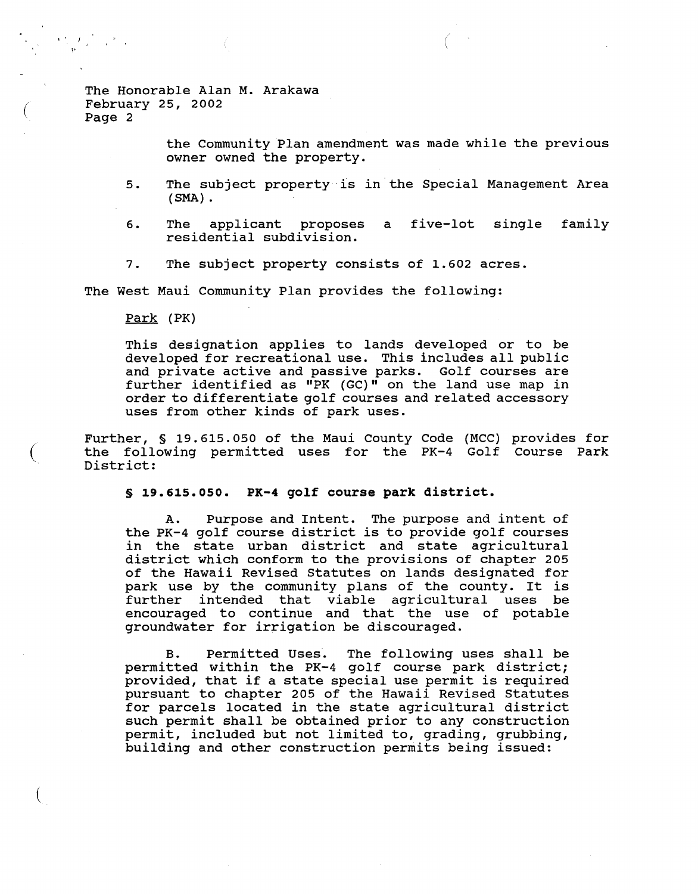The Honorable Alan M. Arakawa
February 25, 2002
Page 2

the Community Plan amendment was made while the previous owner owned the property.

5. The subject property is in the Special Management Area (SMA).

6. The applicant proposes a five-lot single family residential subdivision.

7. The subject property consists of 1.602 acres.

The West Maui Community Plan provides the following:

<u>Park</u> (PK)

This designation applies to lands developed or to be developed for recreational use. This includes all public and private active and passive parks. Golf courses are further identified as "PK (GC)" on the land use map in order to differentiate golf courses and related accessory uses from other kinds of park uses.

Further, § 19.615.050 of the Maui County Code (MCC) provides for the following permitted uses for the PK-4 Golf Course Park District:

**§ 19.615.050. PK-4 golf course park district.**

A. Purpose and Intent. The purpose and intent of the PK-4 golf course district is to provide golf courses in the state urban district and state agricultural district which conform to the provisions of chapter 205 of the Hawaii Revised Statutes on lands designated for park use by the community plans of the county. It is further intended that viable agricultural uses be encouraged to continue and that the use of potable groundwater for irrigation be discouraged.

B. Permitted Uses. The following uses shall be permitted within the PK-4 golf course park district; provided, that if a state special use permit is required pursuant to chapter 205 of the Hawaii Revised Statutes for parcels located in the state agricultural district such permit shall be obtained prior to any construction permit, included but not limited to, grading, grubbing, building and other construction permits being issued: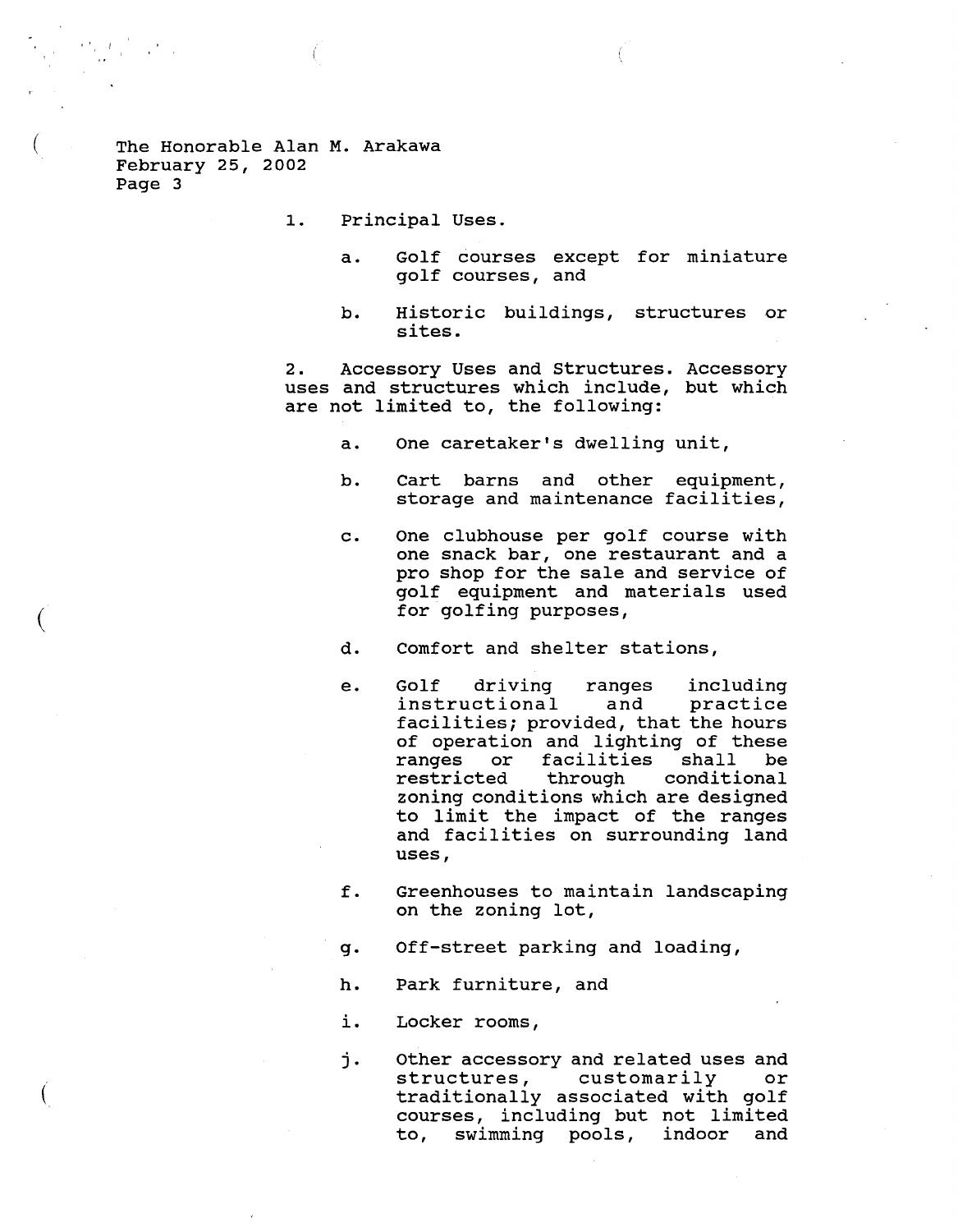1. Principal Uses.

   a. Golf courses except for miniature golf courses, and

   b. Historic buildings, structures or sites.

2. Accessory Uses and Structures. Accessory uses and structures which include, but which are not limited to, the following:

   a. One caretaker's dwelling unit,

   b. Cart barns and other equipment, storage and maintenance facilities,

   c. One clubhouse per golf course with one snack bar, one restaurant and a pro shop for the sale and service of golf equipment and materials used for golfing purposes,

   d. Comfort and shelter stations,

   e. Golf driving ranges including instructional and practice facilities; provided, that the hours of operation and lighting of these ranges or facilities shall be restricted through conditional zoning conditions which are designed to limit the impact of the ranges and facilities on surrounding land uses,

   f. Greenhouses to maintain landscaping on the zoning lot,

   g. Off-street parking and loading,

   h. Park furniture, and

   i. Locker rooms,

   j. Other accessory and related uses and structures, customarily or traditionally associated with golf courses, including but not limited to, swimming pools, indoor and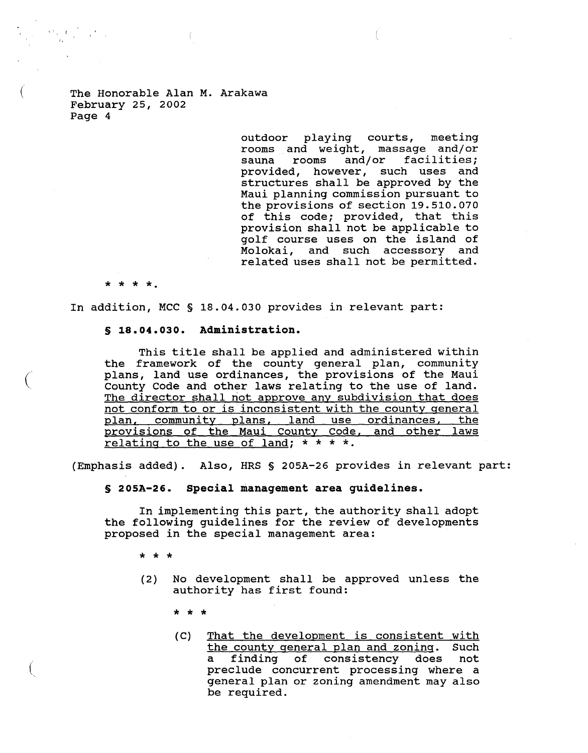outdoor playing courts, meeting rooms and weight, massage and/or sauna rooms and/or facilities; provided, however, such uses and structures shall be approved by the Maui planning commission pursuant to the provisions of section 19.510.070 of this code; provided, that this provision shall not be applicable to golf course uses on the island of Molokai, and such accessory and related uses shall not be permitted.

* * * *.

In addition, MCC § 18.04.030 provides in relevant part:

**§ 18.04.030. Administration.**

This title shall be applied and administered within the framework of the county general plan, community plans, land use ordinances, the provisions of the Maui County Code and other laws relating to the use of land. <u>The director shall not approve any subdivision that does not conform to or is inconsistent with the county general plan, community plans, land use ordinances, the provisions of the Maui County Code, and other laws relating to the use of land</u>; * * * *.

(Emphasis added). Also, HRS § 205A-26 provides in relevant part:

**§ 205A-26. Special management area guidelines.**

In implementing this part, the authority shall adopt the following guidelines for the review of developments proposed in the special management area:

* * *

(2) No development shall be approved unless the authority has first found:

* * *

(C) <u>That the development is consistent with the county general plan and zoning</u>. Such a finding of consistency does not preclude concurrent processing where a general plan or zoning amendment may also be required.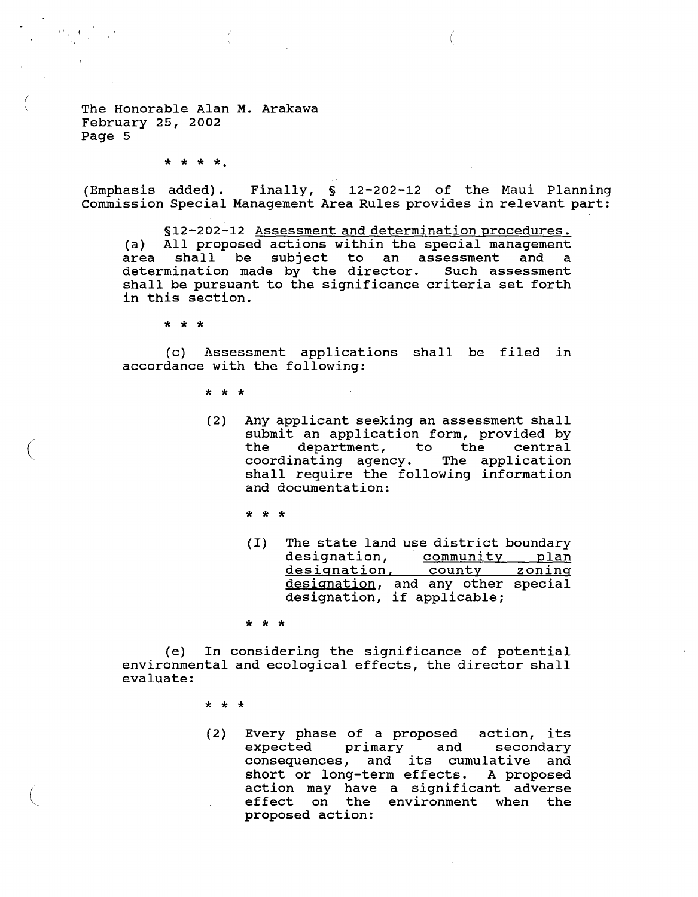* * * *.

(Emphasis added). Finally, § 12-202-12 of the Maui Planning Commission Special Management Area Rules provides in relevant part:

> §12-202-12 <u>Assessment and determination procedures.</u> (a) All proposed actions within the special management area shall be subject to an assessment and a determination made by the director. Such assessment shall be pursuant to the significance criteria set forth in this section.
>
> * * *
>
> (c) Assessment applications shall be filed in accordance with the following:
>
> * * *
>
> (2) Any applicant seeking an assessment shall submit an application form, provided by the department, to the central coordinating agency. The application shall require the following information and documentation:
>
> * * *
>
> (I) The state land use district boundary designation, <u>community plan designation, county zoning designation</u>, and any other special designation, if applicable;
>
> * * *
>
> (e) In considering the significance of potential environmental and ecological effects, the director shall evaluate:
>
> * * *
>
> (2) Every phase of a proposed action, its expected primary and secondary consequences, and its cumulative and short or long-term effects. A proposed action may have a significant adverse effect on the environment when the proposed action: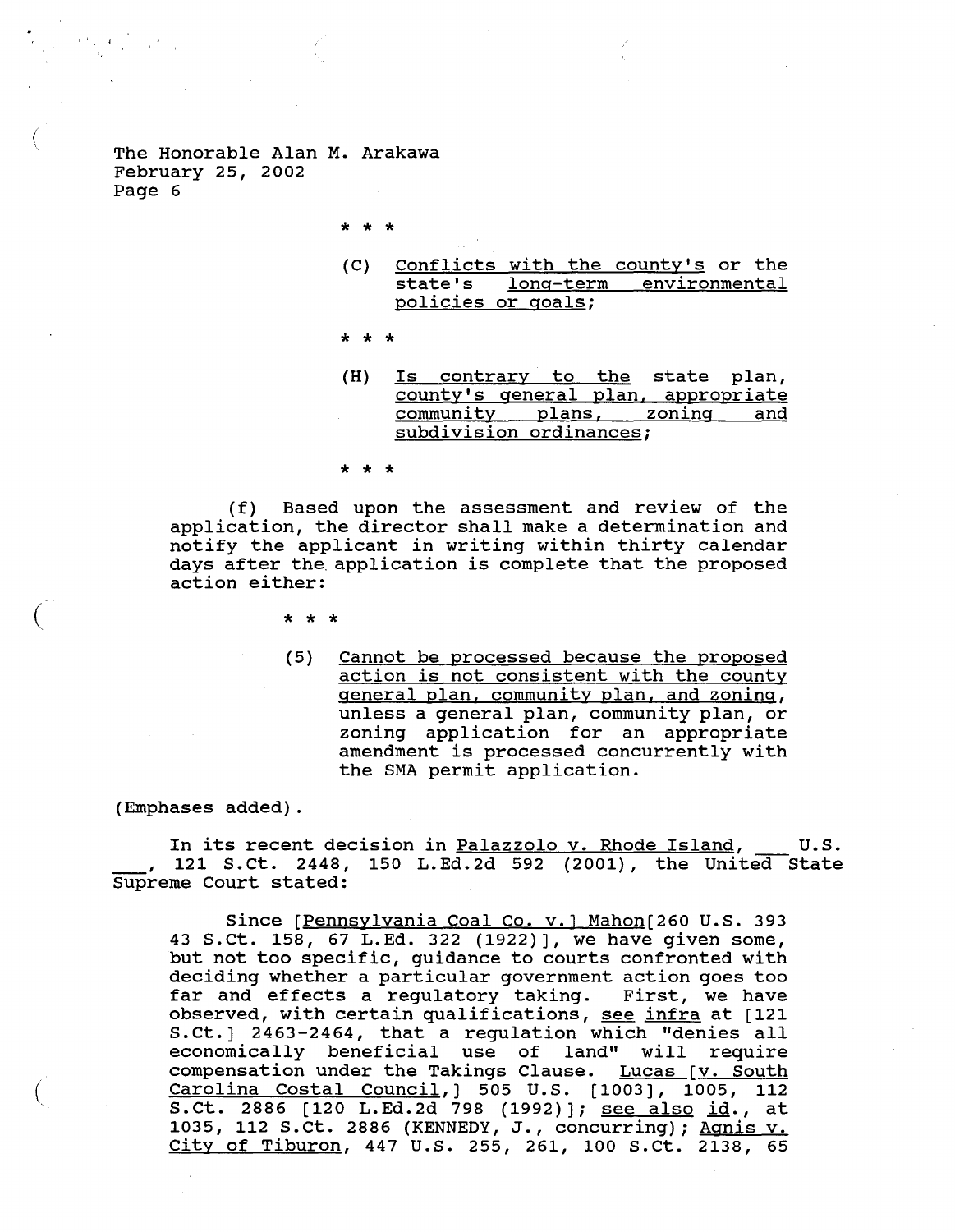The Honorable Alan M. Arakawa
February 25, 2002
Page 6

> \* \* \*
>
> (C) Conflicts with the county's or the state's long-term environmental policies or goals;
>
> \* \* \*
>
> (H) Is contrary to the state plan, county's general plan, appropriate community plans, zoning and subdivision ordinances;
>
> \* \* \*

(f) Based upon the assessment and review of the application, the director shall make a determination and notify the applicant in writing within thirty calendar days after the application is complete that the proposed action either:

> \* \* \*
>
> (5) Cannot be processed because the proposed action is not consistent with the county general plan, community plan, and zoning, unless a general plan, community plan, or zoning application for an appropriate amendment is processed concurrently with the SMA permit application.

(Emphases added).

In its recent decision in Palazzolo v. Rhode Island, ___ U.S. ___, 121 S.Ct. 2448, 150 L.Ed.2d 592 (2001), the United State Supreme Court stated:

> Since [Pennsylvania Coal Co. v.] Mahon[260 U.S. 393 43 S.Ct. 158, 67 L.Ed. 322 (1922)], we have given some, but not too specific, guidance to courts confronted with deciding whether a particular government action goes too far and effects a regulatory taking. First, we have observed, with certain qualifications, see infra at [121 S.Ct.] 2463-2464, that a regulation which "denies all economically beneficial use of land" will require compensation under the Takings Clause. Lucas [v. South Carolina Costal Council,] 505 U.S. [1003], 1005, 112 S.Ct. 2886 [120 L.Ed.2d 798 (1992)]; see also id., at 1035, 112 S.Ct. 2886 (KENNEDY, J., concurring); Agnis v. City of Tiburon, 447 U.S. 255, 261, 100 S.Ct. 2138, 65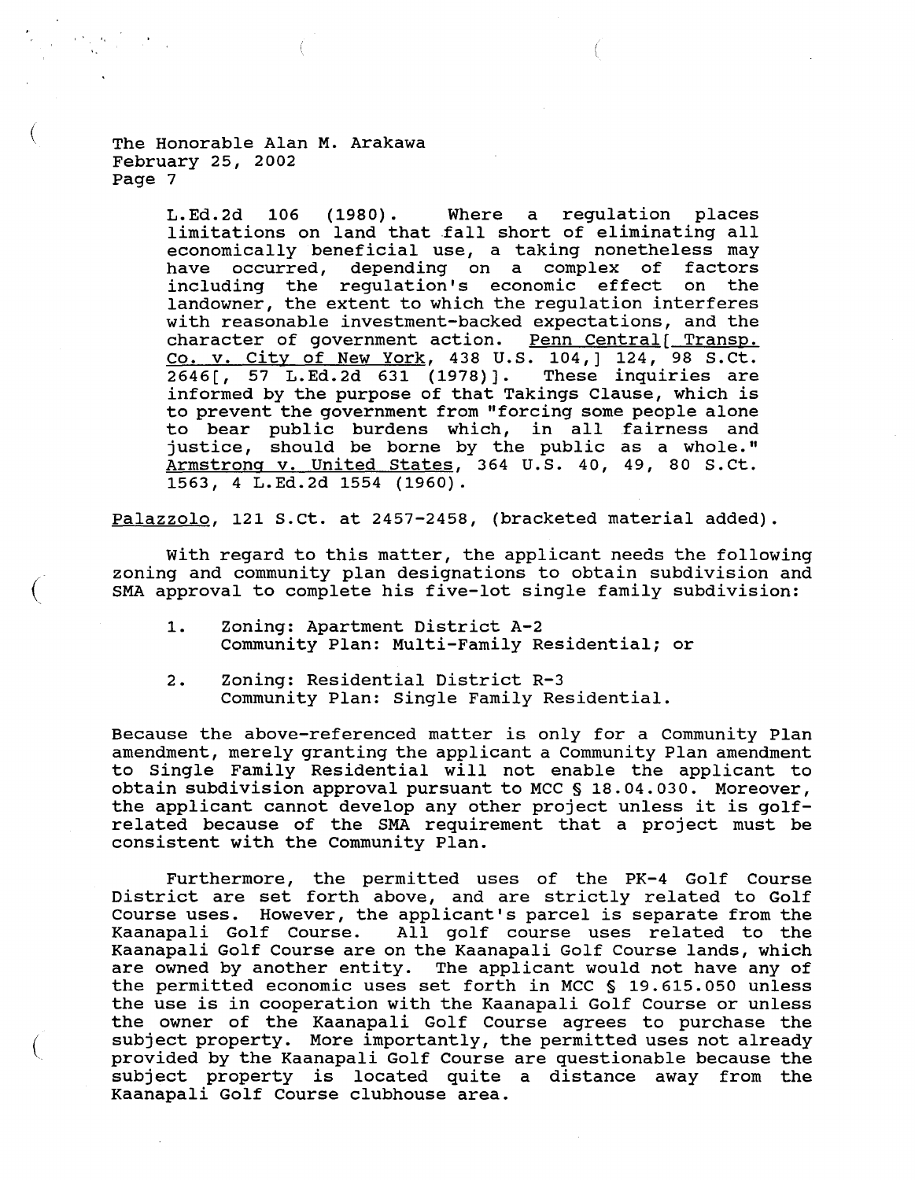L.Ed.2d 106 (1980). Where a regulation places limitations on land that fall short of eliminating all economically beneficial use, a taking nonetheless may have occurred, depending on a complex of factors including the regulation's economic effect on the landowner, the extent to which the regulation interferes with reasonable investment-backed expectations, and the character of government action. Penn Central[ Transp. Co. v. City of New York, 438 U.S. 104,] 124, 98 S.Ct. 2646[, 57 L.Ed.2d 631 (1978)]. These inquiries are informed by the purpose of that Takings Clause, which is to prevent the government from "forcing some people alone to bear public burdens which, in all fairness and justice, should be borne by the public as a whole." Armstrong v. United States, 364 U.S. 40, 49, 80 S.Ct. 1563, 4 L.Ed.2d 1554 (1960).

Palazzolo, 121 S.Ct. at 2457-2458, (bracketed material added).

With regard to this matter, the applicant needs the following zoning and community plan designations to obtain subdivision and SMA approval to complete his five-lot single family subdivision:

1. Zoning: Apartment District A-2
   Community Plan: Multi-Family Residential; or

2. Zoning: Residential District R-3
   Community Plan: Single Family Residential.

Because the above-referenced matter is only for a Community Plan amendment, merely granting the applicant a Community Plan amendment to Single Family Residential will not enable the applicant to obtain subdivision approval pursuant to MCC § 18.04.030. Moreover, the applicant cannot develop any other project unless it is golf-related because of the SMA requirement that a project must be consistent with the Community Plan.

Furthermore, the permitted uses of the PK-4 Golf Course District are set forth above, and are strictly related to Golf Course uses. However, the applicant's parcel is separate from the Kaanapali Golf Course. All golf course uses related to the Kaanapali Golf Course are on the Kaanapali Golf Course lands, which are owned by another entity. The applicant would not have any of the permitted economic uses set forth in MCC § 19.615.050 unless the use is in cooperation with the Kaanapali Golf Course or unless the owner of the Kaanapali Golf Course agrees to purchase the subject property. More importantly, the permitted uses not already provided by the Kaanapali Golf Course are questionable because the subject property is located quite a distance away from the Kaanapali Golf Course clubhouse area.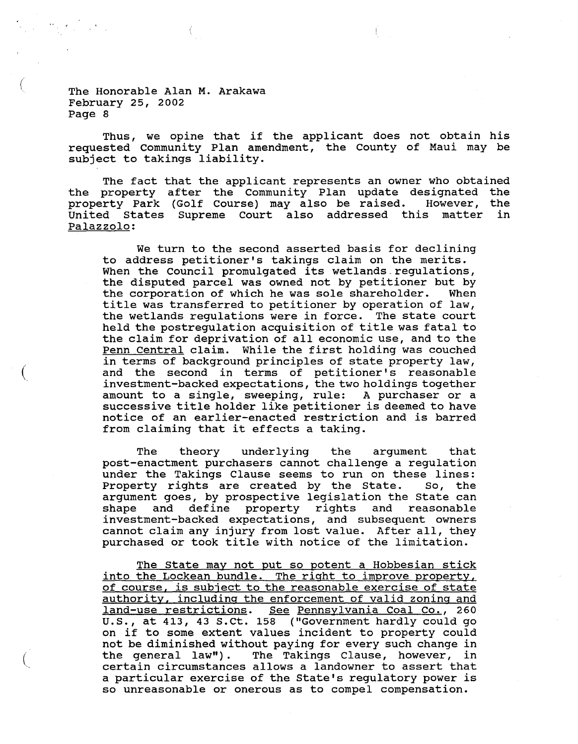The Honorable Alan M. Arakawa
February 25, 2002
Page 8

Thus, we opine that if the applicant does not obtain his requested Community Plan amendment, the County of Maui may be subject to takings liability.

The fact that the applicant represents an owner who obtained the property after the Community Plan update designated the property Park (Golf Course) may also be raised. However, the United States Supreme Court also addressed this matter in Palazzolo:

> We turn to the second asserted basis for declining to address petitioner's takings claim on the merits. When the Council promulgated its wetlands regulations, the disputed parcel was owned not by petitioner but by the corporation of which he was sole shareholder. When title was transferred to petitioner by operation of law, the wetlands regulations were in force. The state court held the postregulation acquisition of title was fatal to the claim for deprivation of all economic use, and to the Penn Central claim. While the first holding was couched in terms of background principles of state property law, and the second in terms of petitioner's reasonable investment-backed expectations, the two holdings together amount to a single, sweeping, rule: A purchaser or a successive title holder like petitioner is deemed to have notice of an earlier-enacted restriction and is barred from claiming that it effects a taking.
>
> The theory underlying the argument that post-enactment purchasers cannot challenge a regulation under the Takings Clause seems to run on these lines: Property rights are created by the State. So, the argument goes, by prospective legislation the State can shape and define property rights and reasonable investment-backed expectations, and subsequent owners cannot claim any injury from lost value. After all, they purchased or took title with notice of the limitation.
>
> <u>The State may not put so potent a Hobbesian stick into the Lockean bundle. The right to improve property, of course, is subject to the reasonable exercise of state authority, including the enforcement of valid zoning and land-use restrictions.</u> See Pennsylvania Coal Co., 260 U.S., at 413, 43 S.Ct. 158 ("Government hardly could go on if to some extent values incident to property could not be diminished without paying for every such change in the general law"). The Takings Clause, however, in certain circumstances allows a landowner to assert that a particular exercise of the State's regulatory power is so unreasonable or onerous as to compel compensation.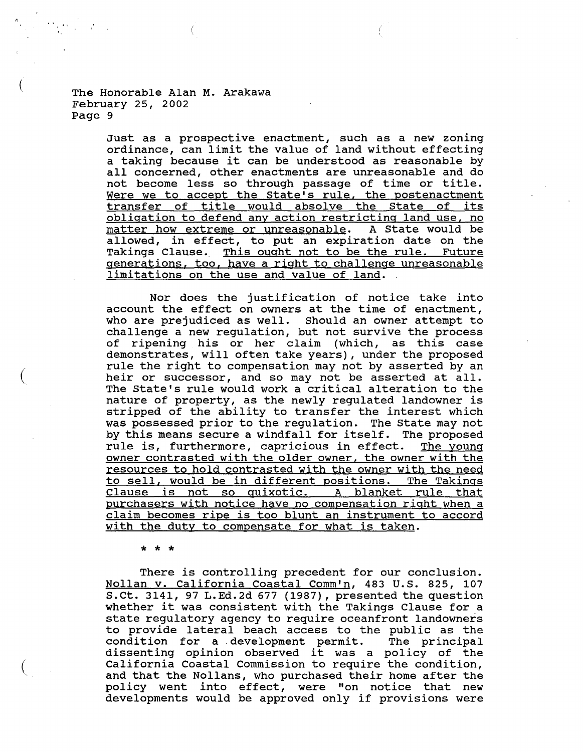The Honorable Alan M. Arakawa
February 25, 2002
Page 9

> Just as a prospective enactment, such as a new zoning ordinance, can limit the value of land without effecting a taking because it can be understood as reasonable by all concerned, other enactments are unreasonable and do not become less so through passage of time or title. <u>Were we to accept the State's rule, the postenactment transfer of title would absolve the State of its obligation to defend any action restricting land use, no matter how extreme or unreasonable</u>. A State would be allowed, in effect, to put an expiration date on the Takings Clause. <u>This ought not to be the rule. Future generations, too, have a right to challenge unreasonable limitations on the use and value of land</u>.
>
> Nor does the justification of notice take into account the effect on owners at the time of enactment, who are prejudiced as well. Should an owner attempt to challenge a new regulation, but not survive the process of ripening his or her claim (which, as this case demonstrates, will often take years), under the proposed rule the right to compensation may not by asserted by an heir or successor, and so may not be asserted at all. The State's rule would work a critical alteration to the nature of property, as the newly regulated landowner is stripped of the ability to transfer the interest which was possessed prior to the regulation. The State may not by this means secure a windfall for itself. The proposed rule is, furthermore, capricious in effect. <u>The young owner contrasted with the older owner, the owner with the resources to hold contrasted with the owner with the need to sell, would be in different positions. The Takings Clause is not so quixotic. A blanket rule that purchasers with notice have no compensation right when a claim becomes ripe is too blunt an instrument to accord with the duty to compensate for what is taken</u>.
>
> \* \* \*
>
> There is controlling precedent for our conclusion. <u>Nollan v. California Coastal Comm'n</u>, 483 U.S. 825, 107 S.Ct. 3141, 97 L.Ed.2d 677 (1987), presented the question whether it was consistent with the Takings Clause for a state regulatory agency to require oceanfront landowners to provide lateral beach access to the public as the condition for a development permit. The principal dissenting opinion observed it was a policy of the California Coastal Commission to require the condition, and that the Nollans, who purchased their home after the policy went into effect, were "on notice that new developments would be approved only if provisions were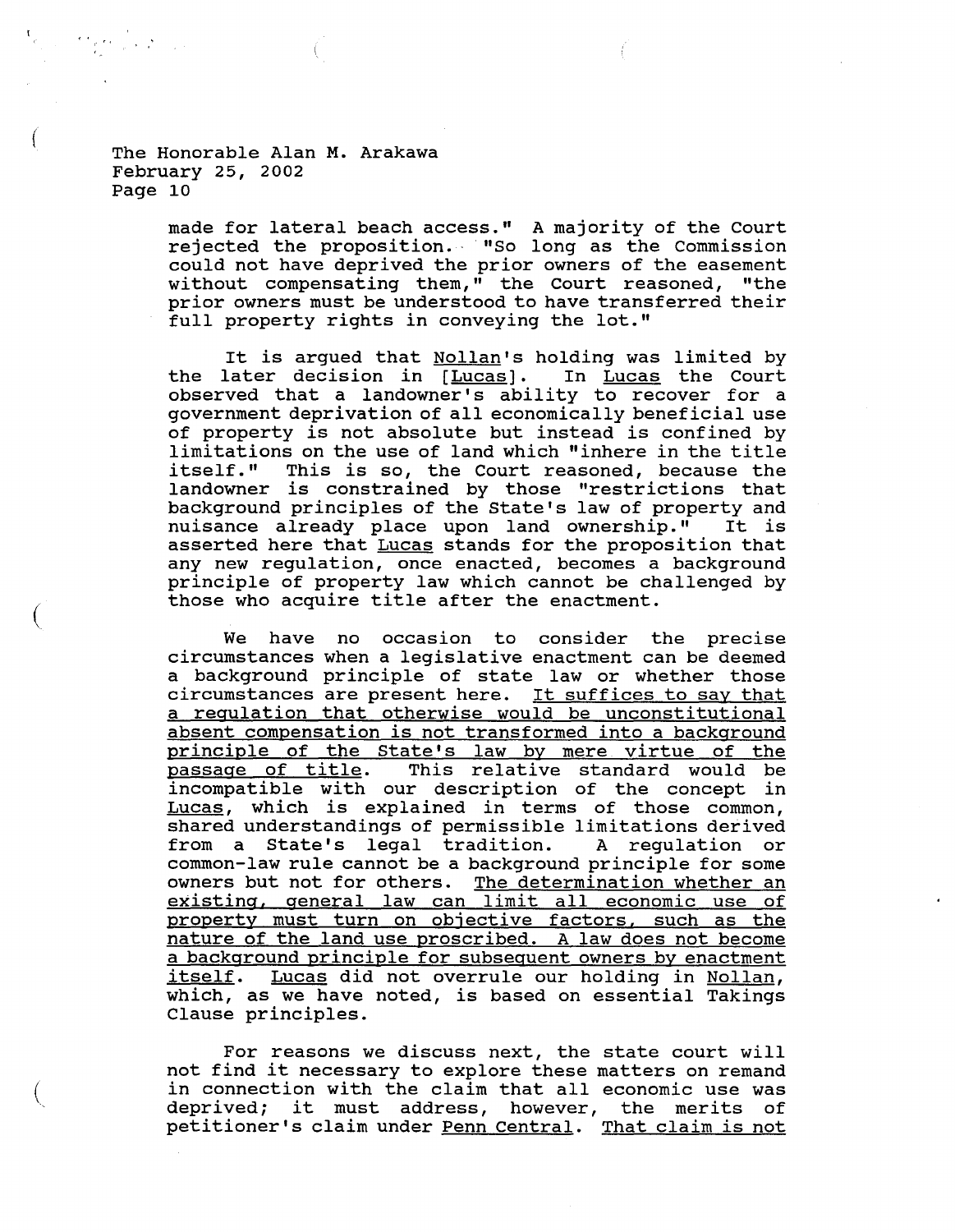The Honorable Alan M. Arakawa
February 25, 2002
Page 10

> made for lateral beach access." A majority of the Court rejected the proposition. "So long as the Commission could not have deprived the prior owners of the easement without compensating them," the Court reasoned, "the prior owners must be understood to have transferred their full property rights in conveying the lot."
>
> It is argued that Nollan's holding was limited by the later decision in [Lucas]. In Lucas the Court observed that a landowner's ability to recover for a government deprivation of all economically beneficial use of property is not absolute but instead is confined by limitations on the use of land which "inhere in the title itself." This is so, the Court reasoned, because the landowner is constrained by those "restrictions that background principles of the State's law of property and nuisance already place upon land ownership." It is asserted here that Lucas stands for the proposition that any new regulation, once enacted, becomes a background principle of property law which cannot be challenged by those who acquire title after the enactment.
>
> We have no occasion to consider the precise circumstances when a legislative enactment can be deemed a background principle of state law or whether those circumstances are present here. <u>It suffices to say that a regulation that otherwise would be unconstitutional absent compensation is not transformed into a background principle of the State's law by mere virtue of the passage of title</u>. This relative standard would be incompatible with our description of the concept in Lucas, which is explained in terms of those common, shared understandings of permissible limitations derived from a State's legal tradition. A regulation or common-law rule cannot be a background principle for some owners but not for others. <u>The determination whether an existing, general law can limit all economic use of property must turn on objective factors, such as the nature of the land use proscribed. A law does not become a background principle for subsequent owners by enactment itself</u>. Lucas did not overrule our holding in Nollan, which, as we have noted, is based on essential Takings Clause principles.
>
> For reasons we discuss next, the state court will not find it necessary to explore these matters on remand in connection with the claim that all economic use was deprived; it must address, however, the merits of petitioner's claim under Penn Central. <u>That claim is not</u>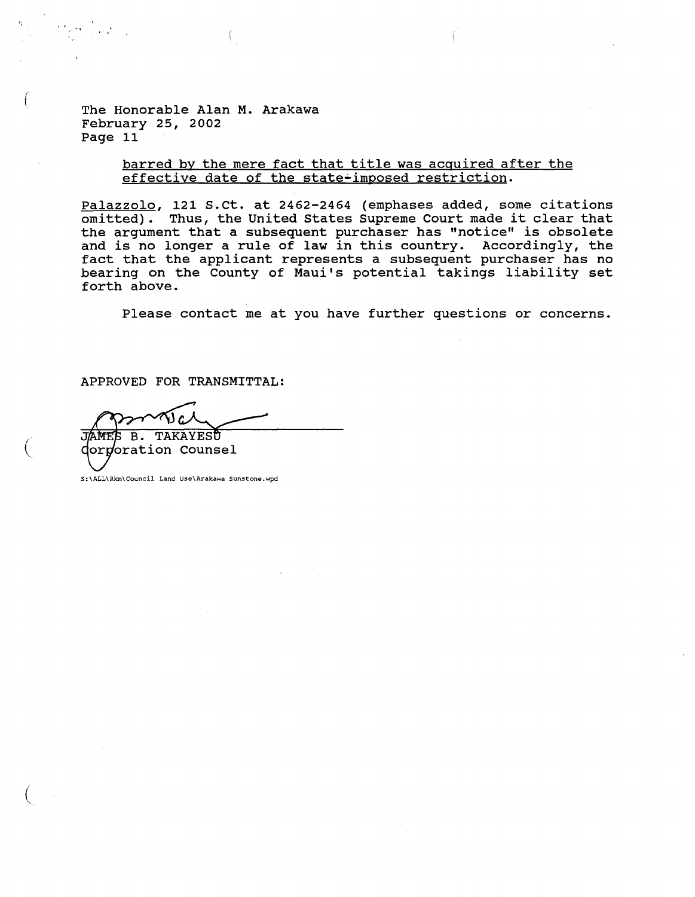The Honorable Alan M. Arakawa
February 25, 2002
Page 11

> <u>barred by the mere fact that title was acquired after the effective date of the state-imposed restriction</u>.

<u>Palazzolo</u>, 121 S.Ct. at 2462-2464 (emphases added, some citations omitted). Thus, the United States Supreme Court made it clear that the argument that a subsequent purchaser has "notice" is obsolete and is no longer a rule of law in this country. Accordingly, the fact that the applicant represents a subsequent purchaser has no bearing on the County of Maui's potential takings liability set forth above.

Please contact me at you have further questions or concerns.

APPROVED FOR TRANSMITTAL:

JAMES B. TAKAYESU
Corporation Counsel

S:\ALL\Rkm\Council Land Use\Arakawa Sunstone.wpd